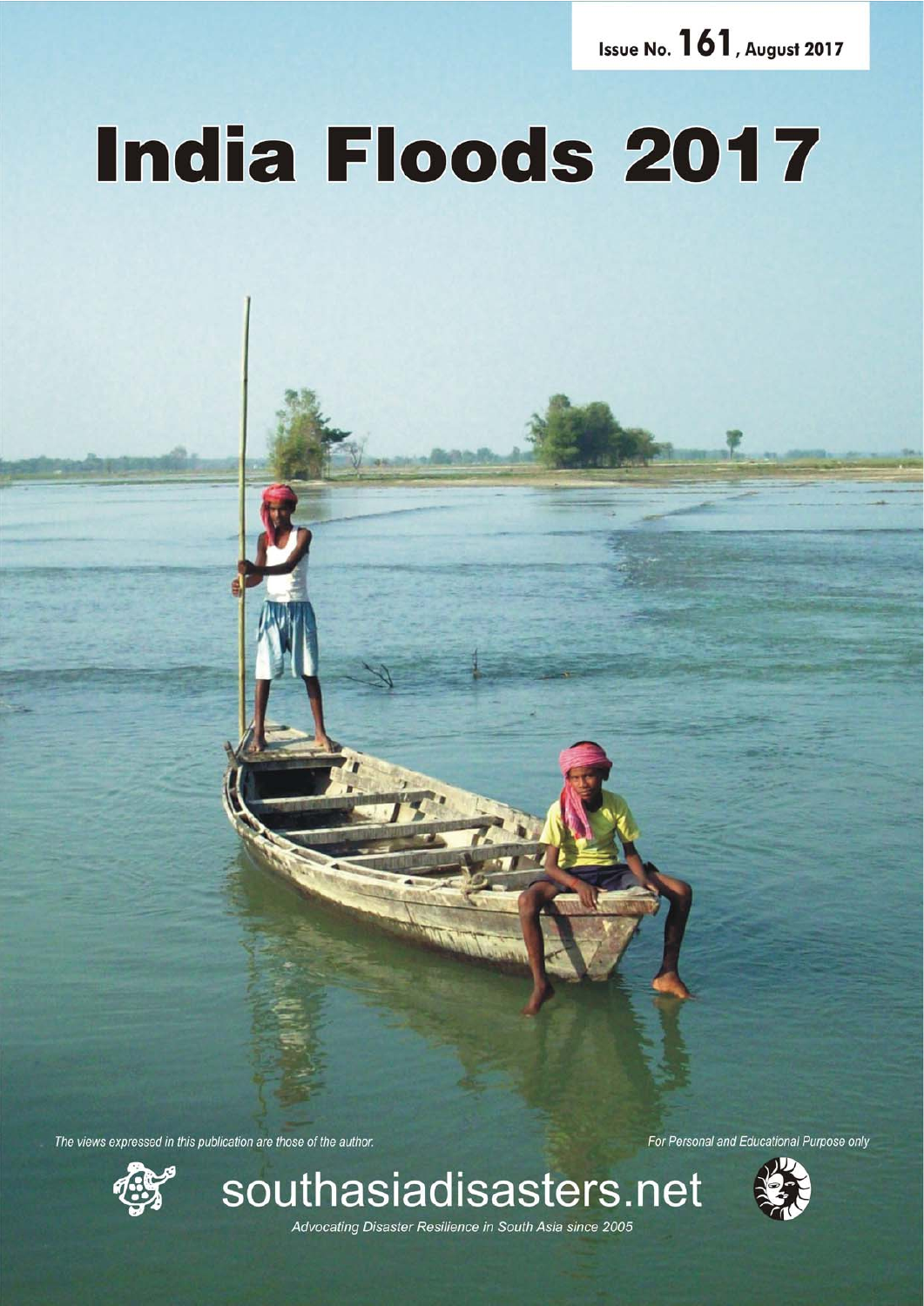Issue No. 161, August 2017

# India Floods 2017

*The views expressed in this publication are those of the author.*

*For Personal and Educational Purpose only*

southasiadisasters.net

*Advocating Disaster Resilience in South Asia since 2005*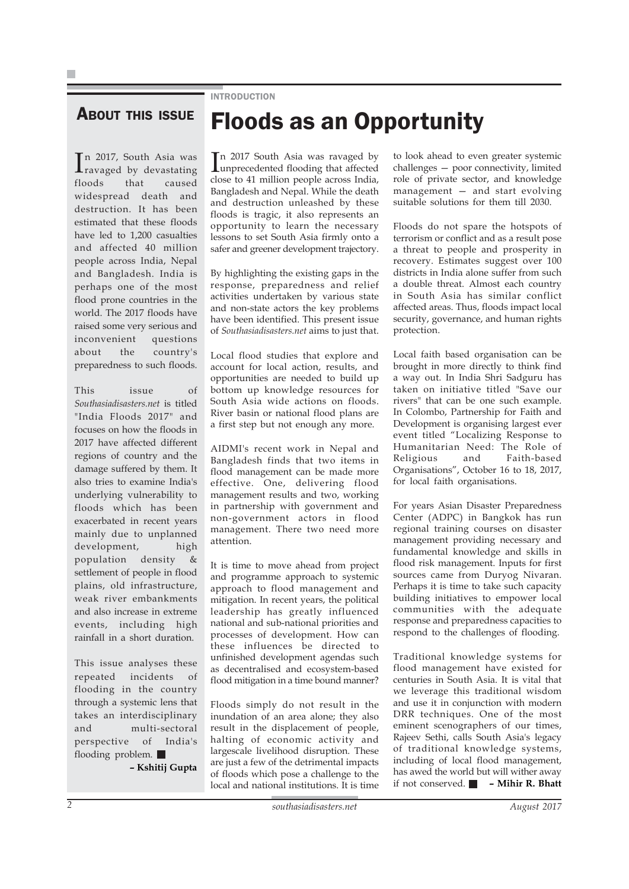## About this issue

In 2017, South Asia was ravaged by devastating floods that caused widespread death and destruction. It has been estimated that these floods have led to 1,200 casualties and affected 40 million people across India, Nepal and Bangladesh. India is perhaps one of the most flood prone countries in the world. The 2017 floods have raised some very serious and inconvenient questions about the country's preparedness to such floods.

This issue of *Southasiadisasters.net* is titled "India Floods 2017" and focuses on how the floods in 2017 have affected different regions of country and the damage suffered by them. It also tries to examine India's underlying vulnerability to floods which has been exacerbated in recent years mainly due to unplanned development, high population density & settlement of people in flood plains, old infrastructure, weak river embankments and also increase in extreme events, including high rainfall in a short duration.

This issue analyses these repeated incidents of flooding in the country through a systemic lens that takes an interdisciplinary and multi-sectoral perspective of India's flooding problem. ■

**– Kshitij Gupta**

INTRODUCTION

# Floods as an Opportunity

In 2017 South Asia was ravaged by unprecedented flooding that affected close to 41 million people across India, Bangladesh and Nepal. While the death and destruction unleashed by these floods is tragic, it also represents an opportunity to learn the necessary lessons to set South Asia firmly onto a safer and greener development trajectory.

By highlighting the existing gaps in the response, preparedness and relief activities undertaken by various state and non-state actors the key problems have been identified. This present issue of *Southasiadisasters.net* aims to just that.

Local flood studies that explore and account for local action, results, and opportunities are needed to build up bottom up knowledge resources for South Asia wide actions on floods. River basin or national flood plans are a first step but not enough any more.

AIDMI's recent work in Nepal and Bangladesh finds that two items in flood management can be made more effective. One, delivering flood management results and two, working in partnership with government and non-government actors in flood management. There two need more attention.

It is time to move ahead from project and programme approach to systemic approach to flood management and mitigation. In recent years, the political leadership has greatly influenced national and sub-national priorities and processes of development. How can these influences be directed to unfinished development agendas such as decentralised and ecosystem-based flood mitigation in a time bound manner?

Floods simply do not result in the inundation of an area alone; they also result in the displacement of people, halting of economic activity and largescale livelihood disruption. These are just a few of the detrimental impacts of floods which pose a challenge to the local and national institutions. It is time to look ahead to even greater systemic challenges — poor connectivity, limited role of private sector, and knowledge management — and start evolving suitable solutions for them till 2030.

Floods do not spare the hotspots of terrorism or conflict and as a result pose a threat to people and prosperity in recovery. Estimates suggest over 100 districts in India alone suffer from such a double threat. Almost each country in South Asia has similar conflict affected areas. Thus, floods impact local security, governance, and human rights protection.

Local faith based organisation can be brought in more directly to think find a way out. In India Shri Sadguru has taken on initiative titled "Save our rivers" that can be one such example. In Colombo, Partnership for Faith and Development is organising largest ever event titled "Localizing Response to Humanitarian Need: The Role of Religious and Faith-based Organisations", October 16 to 18, 2017, for local faith organisations.

For years Asian Disaster Preparedness Center (ADPC) in Bangkok has run regional training courses on disaster management providing necessary and fundamental knowledge and skills in flood risk management. Inputs for first sources came from Duryog Nivaran. Perhaps it is time to take such capacity building initiatives to empower local communities with the adequate response and preparedness capacities to respond to the challenges of flooding.

Traditional knowledge systems for flood management have existed for centuries in South Asia. It is vital that we leverage this traditional wisdom and use it in conjunction with modern DRR techniques. One of the most eminent scenographers of our times, Rajeev Sethi, calls South Asia's legacy of traditional knowledge systems, including of local flood management, has awed the world but will wither away if not conserved. ■ **– Mihir R. Bhatt**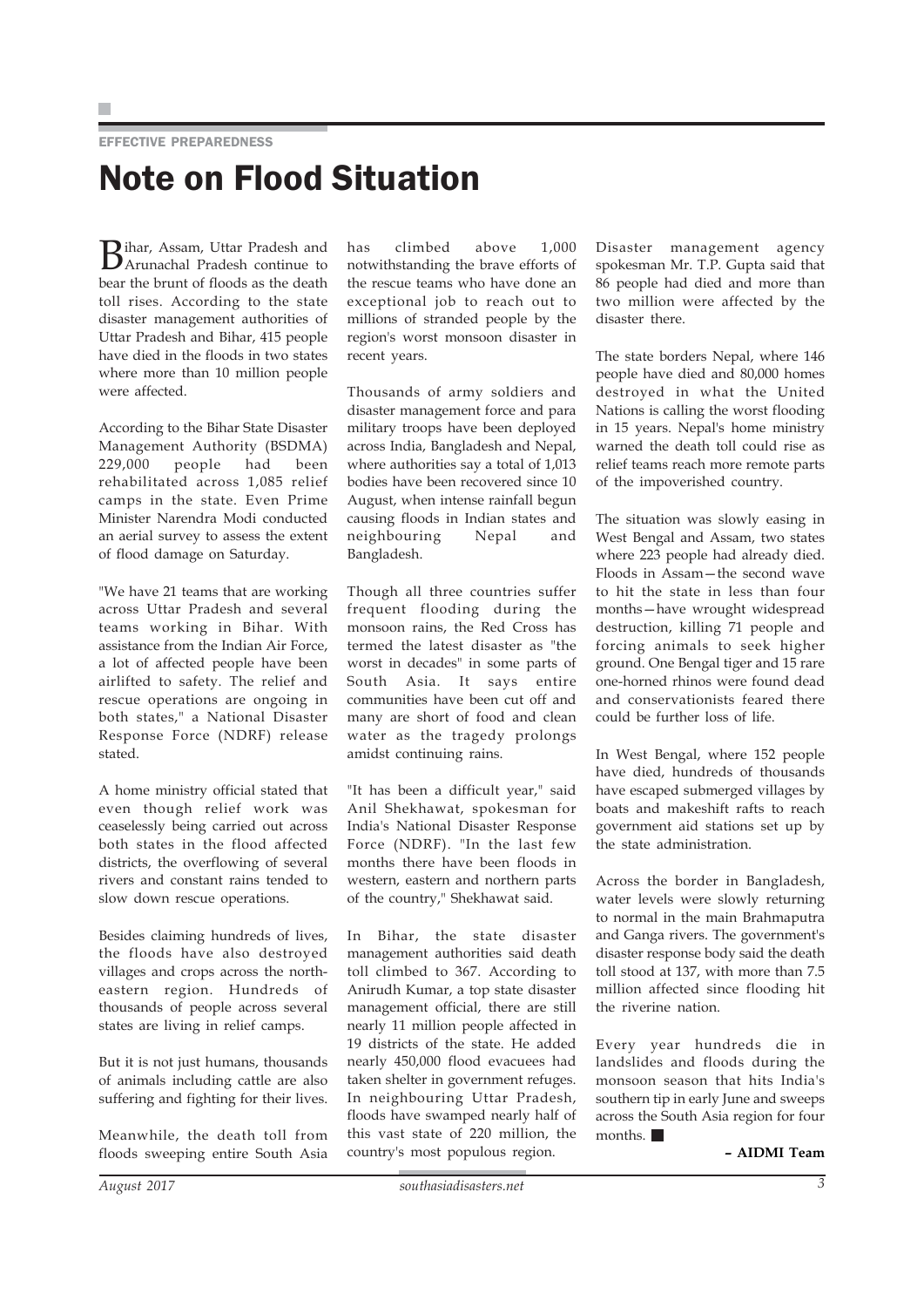EFFECTIVE PREPAREDNESS

# Note on Flood Situation

Bihar, Assam, Uttar Pradesh and Arunachal Pradesh continue to bear the brunt of floods as the death toll rises. According to the state disaster management authorities of Uttar Pradesh and Bihar, 415 people have died in the floods in two states where more than 10 million people were affected.

According to the Bihar State Disaster Management Authority (BSDMA) 229,000 people had been rehabilitated across 1,085 relief camps in the state. Even Prime Minister Narendra Modi conducted an aerial survey to assess the extent of flood damage on Saturday.

"We have 21 teams that are working across Uttar Pradesh and several teams working in Bihar. With assistance from the Indian Air Force, a lot of affected people have been airlifted to safety. The relief and rescue operations are ongoing in both states," a National Disaster Response Force (NDRF) release stated.

A home ministry official stated that even though relief work was ceaselessly being carried out across both states in the flood affected districts, the overflowing of several rivers and constant rains tended to slow down rescue operations.

Besides claiming hundreds of lives, the floods have also destroyed villages and crops across the north-eastern region. Hundreds of thousands of people across several states are living in relief camps.

But it is not just humans, thousands of animals including cattle are also suffering and fighting for their lives.

Meanwhile, the death toll from floods sweeping entire South Asia has climbed above 1,000 notwithstanding the brave efforts of the rescue teams who have done an exceptional job to reach out to millions of stranded people by the region's worst monsoon disaster in recent years.

Thousands of army soldiers and disaster management force and para military troops have been deployed across India, Bangladesh and Nepal, where authorities say a total of 1,013 bodies have been recovered since 10 August, when intense rainfall begun causing floods in Indian states and neighbouring Nepal and Bangladesh.

Though all three countries suffer frequent flooding during the monsoon rains, the Red Cross has termed the latest disaster as "the worst in decades" in some parts of South Asia. It says entire communities have been cut off and many are short of food and clean water as the tragedy prolongs amidst continuing rains.

"It has been a difficult year," said Anil Shekhawat, spokesman for India's National Disaster Response Force (NDRF). "In the last few months there have been floods in western, eastern and northern parts of the country," Shekhawat said.

In Bihar, the state disaster management authorities said death toll climbed to 367. According to Anirudh Kumar, a top state disaster management official, there are still nearly 11 million people affected in 19 districts of the state. He added nearly 450,000 flood evacuees had taken shelter in government refuges. In neighbouring Uttar Pradesh, floods have swamped nearly half of this vast state of 220 million, the country's most populous region.

Disaster management agency spokesman Mr. T.P. Gupta said that 86 people had died and more than two million were affected by the disaster there.

The state borders Nepal, where 146 people have died and 80,000 homes destroyed in what the United Nations is calling the worst flooding in 15 years. Nepal's home ministry warned the death toll could rise as relief teams reach more remote parts of the impoverished country.

The situation was slowly easing in West Bengal and Assam, two states where 223 people had already died. Floods in Assam—the second wave to hit the state in less than four months—have wrought widespread destruction, killing 71 people and forcing animals to seek higher ground. One Bengal tiger and 15 rare one-horned rhinos were found dead and conservationists feared there could be further loss of life.

In West Bengal, where 152 people have died, hundreds of thousands have escaped submerged villages by boats and makeshift rafts to reach government aid stations set up by the state administration.

Across the border in Bangladesh, water levels were slowly returning to normal in the main Brahmaputra and Ganga rivers. The government's disaster response body said the death toll stood at 137, with more than 7.5 million affected since flooding hit the riverine nation.

Every year hundreds die in landslides and floods during the monsoon season that hits India's southern tip in early June and sweeps across the South Asia region for four months. ■

**– AIDMI Team**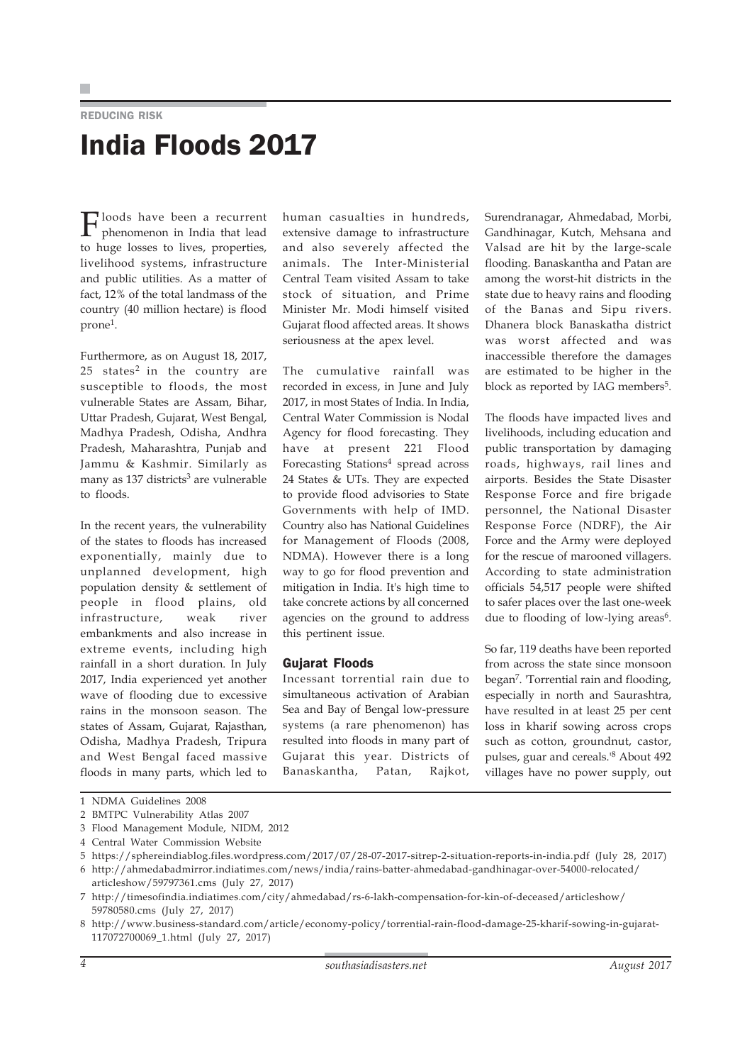REDUCING RISK

# India Floods 2017

Floods have been a recurrent phenomenon in India that lead to huge losses to lives, properties, livelihood systems, infrastructure and public utilities. As a matter of fact, 12% of the total landmass of the country (40 million hectare) is flood prone[1].

Furthermore, as on August 18, 2017, 25 states[2] in the country are susceptible to floods, the most vulnerable States are Assam, Bihar, Uttar Pradesh, Gujarat, West Bengal, Madhya Pradesh, Odisha, Andhra Pradesh, Maharashtra, Punjab and Jammu & Kashmir. Similarly as many as 137 districts[3] are vulnerable to floods.

In the recent years, the vulnerability of the states to floods has increased exponentially, mainly due to unplanned development, high population density & settlement of people in flood plains, old infrastructure, weak river embankments and also increase in extreme events, including high rainfall in a short duration. In July 2017, India experienced yet another wave of flooding due to excessive rains in the monsoon season. The states of Assam, Gujarat, Rajasthan, Odisha, Madhya Pradesh, Tripura and West Bengal faced massive floods in many parts, which led to human casualties in hundreds, extensive damage to infrastructure and also severely affected the animals. The Inter-Ministerial Central Team visited Assam to take stock of situation, and Prime Minister Mr. Modi himself visited Gujarat flood affected areas. It shows seriousness at the apex level.

The cumulative rainfall was recorded in excess, in June and July 2017, in most States of India. In India, Central Water Commission is Nodal Agency for flood forecasting. They have at present 221 Flood Forecasting Stations[4] spread across 24 States & UTs. They are expected to provide flood advisories to State Governments with help of IMD. Country also has National Guidelines for Management of Floods (2008, NDMA). However there is a long way to go for flood prevention and mitigation in India. It's high time to take concrete actions by all concerned agencies on the ground to address this pertinent issue.

## Gujarat Floods

Incessant torrential rain due to simultaneous activation of Arabian Sea and Bay of Bengal low-pressure systems (a rare phenomenon) has resulted into floods in many part of Gujarat this year. Districts of Banaskantha, Patan, Rajkot, Surendranagar, Ahmedabad, Morbi, Gandhinagar, Kutch, Mehsana and Valsad are hit by the large-scale flooding. Banaskantha and Patan are among the worst-hit districts in the state due to heavy rains and flooding of the Banas and Sipu rivers. Dhanera block Banaskatha district was worst affected and was inaccessible therefore the damages are estimated to be higher in the block as reported by IAG members[5].

The floods have impacted lives and livelihoods, including education and public transportation by damaging roads, highways, rail lines and airports. Besides the State Disaster Response Force and fire brigade personnel, the National Disaster Response Force (NDRF), the Air Force and the Army were deployed for the rescue of marooned villagers. According to state administration officials 54,517 people were shifted to safer places over the last one-week due to flooding of low-lying areas[6].

So far, 119 deaths have been reported from across the state since monsoon began[7]. 'Torrential rain and flooding, especially in north and Saurashtra, have resulted in at least 25 per cent loss in kharif sowing across crops such as cotton, groundnut, castor, pulses, guar and cereals.'[8] About 492 villages have no power supply, out

---

1 NDMA Guidelines 2008

2 BMTPC Vulnerability Atlas 2007

3 Flood Management Module, NIDM, 2012

4 Central Water Commission Website

5 https://sphereindiablog.files.wordpress.com/2017/07/28-07-2017-sitrep-2-situation-reports-in-india.pdf (July 28, 2017)

6 http://ahmedabadmirror.indiatimes.com/news/india/rains-batter-ahmedabad-gandhinagar-over-54000-relocated/articleshow/59797361.cms (July 27, 2017)

7 http://timesofindia.indiatimes.com/city/ahmedabad/rs-6-lakh-compensation-for-kin-of-deceased/articleshow/59780580.cms (July 27, 2017)

8 http://www.business-standard.com/article/economy-policy/torrential-rain-flood-damage-25-kharif-sowing-in-gujarat-117072700069_1.html (July 27, 2017)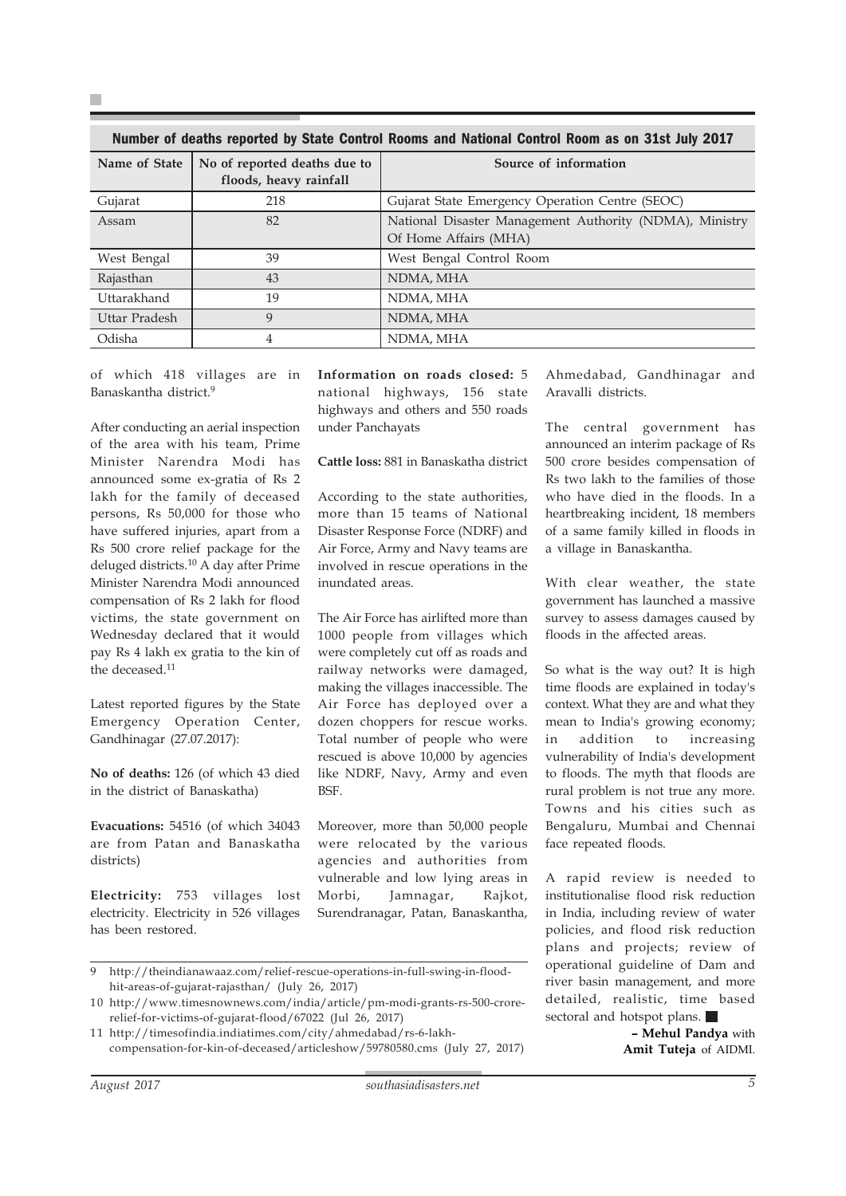**Number of deaths reported by State Control Rooms and National Control Room as on 31st July 2017**

| Name of State | No of reported deaths due to floods, heavy rainfall | Source of information |
|---|---|---|
| Gujarat | 218 | Gujarat State Emergency Operation Centre (SEOC) |
| Assam | 82 | National Disaster Management Authority (NDMA), Ministry Of Home Affairs (MHA) |
| West Bengal | 39 | West Bengal Control Room |
| Rajasthan | 43 | NDMA, MHA |
| Uttarakhand | 19 | NDMA, MHA |
| Uttar Pradesh | 9 | NDMA, MHA |
| Odisha | 4 | NDMA, MHA |

of which 418 villages are in Banaskantha district.[9]

After conducting an aerial inspection of the area with his team, Prime Minister Narendra Modi has announced some ex-gratia of Rs 2 lakh for the family of deceased persons, Rs 50,000 for those who have suffered injuries, apart from a Rs 500 crore relief package for the deluged districts.[10] A day after Prime Minister Narendra Modi announced compensation of Rs 2 lakh for flood victims, the state government on Wednesday declared that it would pay Rs 4 lakh ex gratia to the kin of the deceased.[11]

Latest reported figures by the State Emergency Operation Center, Gandhinagar (27.07.2017):

**No of deaths:** 126 (of which 43 died in the district of Banaskatha)

**Evacuations:** 54516 (of which 34043 are from Patan and Banaskatha districts)

**Electricity:** 753 villages lost electricity. Electricity in 526 villages has been restored.

**Information on roads closed:** 5 national highways, 156 state highways and others and 550 roads under Panchayats

**Cattle loss:** 881 in Banaskatha district

According to the state authorities, more than 15 teams of National Disaster Response Force (NDRF) and Air Force, Army and Navy teams are involved in rescue operations in the inundated areas.

The Air Force has airlifted more than 1000 people from villages which were completely cut off as roads and railway networks were damaged, making the villages inaccessible. The Air Force has deployed over a dozen choppers for rescue works. Total number of people who were rescued is above 10,000 by agencies like NDRF, Navy, Army and even BSF.

Moreover, more than 50,000 people were relocated by the various agencies and authorities from vulnerable and low lying areas in Morbi, Jamnagar, Rajkot, Surendranagar, Patan, Banaskantha, Ahmedabad, Gandhinagar and Aravalli districts.

The central government has announced an interim package of Rs 500 crore besides compensation of Rs two lakh to the families of those who have died in the floods. In a heartbreaking incident, 18 members of a same family killed in floods in a village in Banaskantha.

With clear weather, the state government has launched a massive survey to assess damages caused by floods in the affected areas.

So what is the way out? It is high time floods are explained in today's context. What they are and what they mean to India's growing economy; in addition to increasing vulnerability of India's development to floods. The myth that floods are rural problem is not true any more. Towns and his cities such as Bengaluru, Mumbai and Chennai face repeated floods.

A rapid review is needed to institutionalise flood risk reduction in India, including review of water policies, and flood risk reduction plans and projects; review of operational guideline of Dam and river basin management, and more detailed, realistic, time based sectoral and hotspot plans. ■

**– Mehul Pandya** with **Amit Tuteja** of AIDMI.

---

9 http://theindianawaaz.com/relief-rescue-operations-in-full-swing-in-flood-hit-areas-of-gujarat-rajasthan/ (July 26, 2017)

10 http://www.timesnownews.com/india/article/pm-modi-grants-rs-500-crore-relief-for-victims-of-gujarat-flood/67022 (Jul 26, 2017)

11 http://timesofindia.indiatimes.com/city/ahmedabad/rs-6-lakh-compensation-for-kin-of-deceased/articleshow/59780580.cms (July 27, 2017)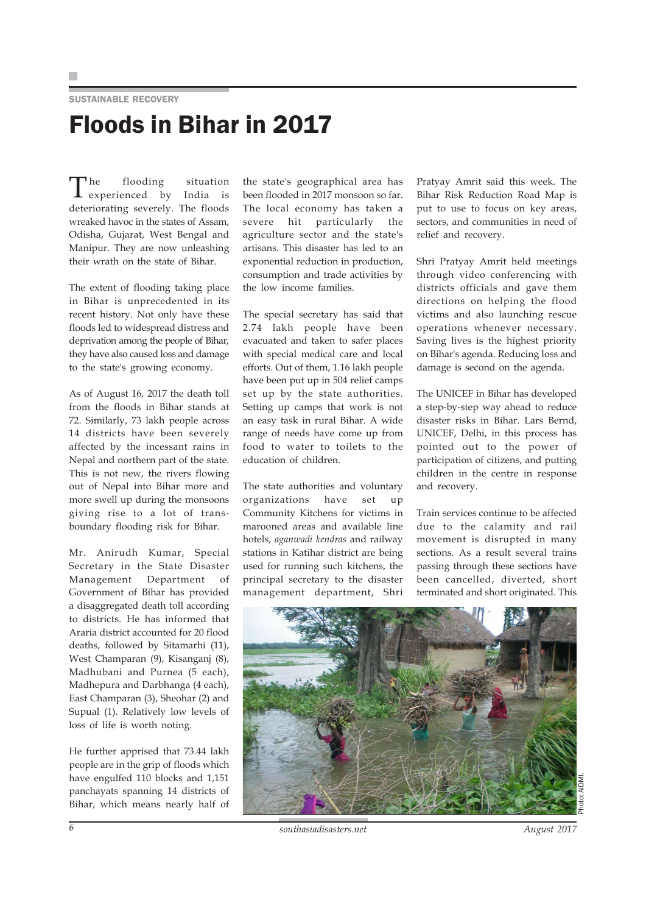SUSTAINABLE RECOVERY

# Floods in Bihar in 2017

The flooding situation experienced by India is deteriorating severely. The floods wreaked havoc in the states of Assam, Odisha, Gujarat, West Bengal and Manipur. They are now unleashing their wrath on the state of Bihar.

The extent of flooding taking place in Bihar is unprecedented in its recent history. Not only have these floods led to widespread distress and deprivation among the people of Bihar, they have also caused loss and damage to the state's growing economy.

As of August 16, 2017 the death toll from the floods in Bihar stands at 72. Similarly, 73 lakh people across 14 districts have been severely affected by the incessant rains in Nepal and northern part of the state. This is not new, the rivers flowing out of Nepal into Bihar more and more swell up during the monsoons giving rise to a lot of trans-boundary flooding risk for Bihar.

Mr. Anirudh Kumar, Special Secretary in the State Disaster Management Department of Government of Bihar has provided a disaggregated death toll according to districts. He has informed that Araria district accounted for 20 flood deaths, followed by Sitamarhi (11), West Champaran (9), Kisanganj (8), Madhubani and Purnea (5 each), Madhepura and Darbhanga (4 each), East Champaran (3), Sheohar (2) and Supual (1). Relatively low levels of loss of life is worth noting.

He further apprised that 73.44 lakh people are in the grip of floods which have engulfed 110 blocks and 1,151 panchayats spanning 14 districts of Bihar, which means nearly half of the state's geographical area has been flooded in 2017 monsoon so far. The local economy has taken a severe hit particularly the agriculture sector and the state's artisans. This disaster has led to an exponential reduction in production, consumption and trade activities by the low income families.

The special secretary has said that 2.74 lakh people have been evacuated and taken to safer places with special medical care and local efforts. Out of them, 1.16 lakh people have been put up in 504 relief camps set up by the state authorities. Setting up camps that work is not an easy task in rural Bihar. A wide range of needs have come up from food to water to toilets to the education of children.

The state authorities and voluntary organizations have set up Community Kitchens for victims in marooned areas and available line hotels, *aganwadi kendras* and railway stations in Katihar district are being used for running such kitchens, the principal secretary to the disaster management department, Shri Pratyay Amrit said this week. The Bihar Risk Reduction Road Map is put to use to focus on key areas, sectors, and communities in need of relief and recovery.

Shri Pratyay Amrit held meetings through video conferencing with districts officials and gave them directions on helping the flood victims and also launching rescue operations whenever necessary. Saving lives is the highest priority on Bihar's agenda. Reducing loss and damage is second on the agenda.

The UNICEF in Bihar has developed a step-by-step way ahead to reduce disaster risks in Bihar. Lars Bernd, UNICEF, Delhi, in this process has pointed out to the power of participation of citizens, and putting children in the centre in response and recovery.

Train services continue to be affected due to the calamity and rail movement is disrupted in many sections. As a result several trains passing through these sections have been cancelled, diverted, short terminated and short originated. This

Photo: AIDMI.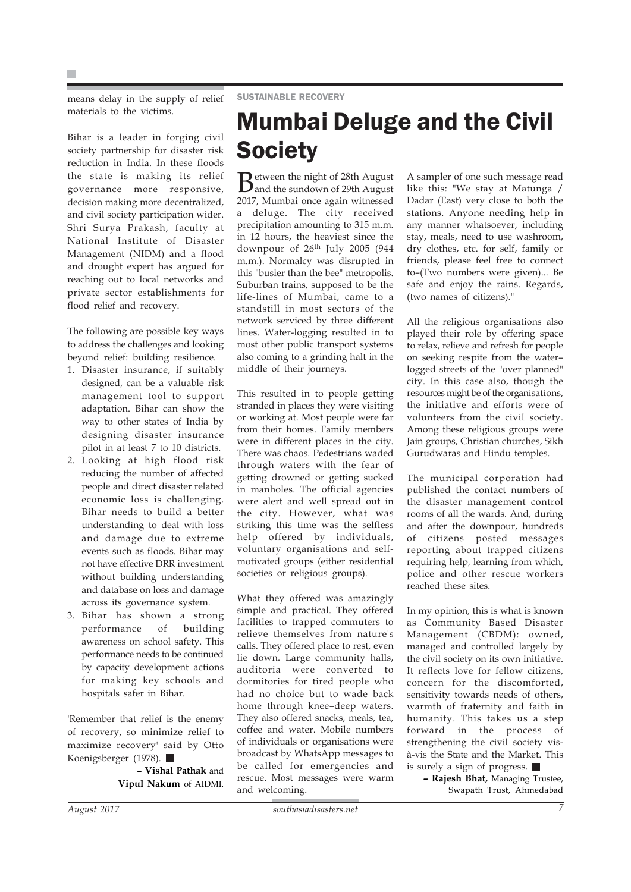means delay in the supply of relief materials to the victims.

Bihar is a leader in forging civil society partnership for disaster risk reduction in India. In these floods the state is making its relief governance more responsive, decision making more decentralized, and civil society participation wider. Shri Surya Prakash, faculty at National Institute of Disaster Management (NIDM) and a flood and drought expert has argued for reaching out to local networks and private sector establishments for flood relief and recovery.

The following are possible key ways to address the challenges and looking beyond relief: building resilience.

1. Disaster insurance, if suitably designed, can be a valuable risk management tool to support adaptation. Bihar can show the way to other states of India by designing disaster insurance pilot in at least 7 to 10 districts.
2. Looking at high flood risk reducing the number of affected people and direct disaster related economic loss is challenging. Bihar needs to build a better understanding to deal with loss and damage due to extreme events such as floods. Bihar may not have effective DRR investment without building understanding and database on loss and damage across its governance system.
3. Bihar has shown a strong performance of building awareness on school safety. This performance needs to be continued by capacity development actions for making key schools and hospitals safer in Bihar.

'Remember that relief is the enemy of recovery, so minimize relief to maximize recovery' said by Otto Koenigsberger (1978).

**– Vishal Pathak** and **Vipul Nakum** of AIDMI.

SUSTAINABLE RECOVERY

# Mumbai Deluge and the Civil Society

Between the night of 28th August and the sundown of 29th August 2017, Mumbai once again witnessed a deluge. The city received precipitation amounting to 315 m.m. in 12 hours, the heaviest since the downpour of 26th July 2005 (944 m.m.). Normalcy was disrupted in this "busier than the bee" metropolis. Suburban trains, supposed to be the life-lines of Mumbai, came to a standstill in most sectors of the network serviced by three different lines. Water-logging resulted in to most other public transport systems also coming to a grinding halt in the middle of their journeys.

This resulted in to people getting stranded in places they were visiting or working at. Most people were far from their homes. Family members were in different places in the city. There was chaos. Pedestrians waded through waters with the fear of getting drowned or getting sucked in manholes. The official agencies were alert and well spread out in the city. However, what was striking this time was the selfless help offered by individuals, voluntary organisations and self-motivated groups (either residential societies or religious groups).

What they offered was amazingly simple and practical. They offered facilities to trapped commuters to relieve themselves from nature's calls. They offered place to rest, even lie down. Large community halls, auditoria were converted to dormitories for tired people who had no choice but to wade back home through knee–deep waters. They also offered snacks, meals, tea, coffee and water. Mobile numbers of individuals or organisations were broadcast by WhatsApp messages to be called for emergencies and rescue. Most messages were warm and welcoming.

A sampler of one such message read like this: "We stay at Matunga / Dadar (East) very close to both the stations. Anyone needing help in any manner whatsoever, including stay, meals, need to use washroom, dry clothes, etc. for self, family or friends, please feel free to connect to–(Two numbers were given)... Be safe and enjoy the rains. Regards, (two names of citizens)."

All the religious organisations also played their role by offering space to relax, relieve and refresh for people on seeking respite from the water–logged streets of the "over planned" city. In this case also, though the resources might be of the organisations, the initiative and efforts were of volunteers from the civil society. Among these religious groups were Jain groups, Christian churches, Sikh Gurudwaras and Hindu temples.

The municipal corporation had published the contact numbers of the disaster management control rooms of all the wards. And, during and after the downpour, hundreds of citizens posted messages reporting about trapped citizens requiring help, learning from which, police and other rescue workers reached these sites.

In my opinion, this is what is known as Community Based Disaster Management (CBDM): owned, managed and controlled largely by the civil society on its own initiative. It reflects love for fellow citizens, concern for the discomforted, sensitivity towards needs of others, warmth of fraternity and faith in humanity. This takes us a step forward in the process of strengthening the civil society vis-à-vis the State and the Market. This is surely a sign of progress.

**– Rajesh Bhat,** Managing Trustee, Swapath Trust, Ahmedabad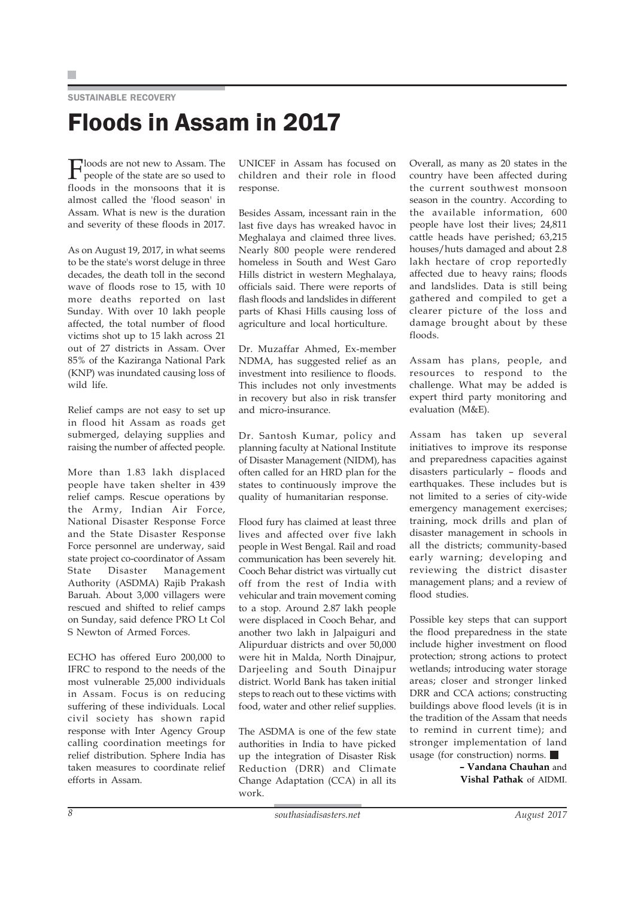SUSTAINABLE RECOVERY

# Floods in Assam in 2017

Floods are not new to Assam. The people of the state are so used to floods in the monsoons that it is almost called the 'flood season' in Assam. What is new is the duration and severity of these floods in 2017.

As on August 19, 2017, in what seems to be the state's worst deluge in three decades, the death toll in the second wave of floods rose to 15, with 10 more deaths reported on last Sunday. With over 10 lakh people affected, the total number of flood victims shot up to 15 lakh across 21 out of 27 districts in Assam. Over 85% of the Kaziranga National Park (KNP) was inundated causing loss of wild life.

Relief camps are not easy to set up in flood hit Assam as roads get submerged, delaying supplies and raising the number of affected people.

More than 1.83 lakh displaced people have taken shelter in 439 relief camps. Rescue operations by the Army, Indian Air Force, National Disaster Response Force and the State Disaster Response Force personnel are underway, said state project co-coordinator of Assam State Disaster Management Authority (ASDMA) Rajib Prakash Baruah. About 3,000 villagers were rescued and shifted to relief camps on Sunday, said defence PRO Lt Col S Newton of Armed Forces.

ECHO has offered Euro 200,000 to IFRC to respond to the needs of the most vulnerable 25,000 individuals in Assam. Focus is on reducing suffering of these individuals. Local civil society has shown rapid response with Inter Agency Group calling coordination meetings for relief distribution. Sphere India has taken measures to coordinate relief efforts in Assam.

UNICEF in Assam has focused on children and their role in flood response.

Besides Assam, incessant rain in the last five days has wreaked havoc in Meghalaya and claimed three lives. Nearly 800 people were rendered homeless in South and West Garo Hills district in western Meghalaya, officials said. There were reports of flash floods and landslides in different parts of Khasi Hills causing loss of agriculture and local horticulture.

Dr. Muzaffar Ahmed, Ex-member NDMA, has suggested relief as an investment into resilience to floods. This includes not only investments in recovery but also in risk transfer and micro-insurance.

Dr. Santosh Kumar, policy and planning faculty at National Institute of Disaster Management (NIDM), has often called for an HRD plan for the states to continuously improve the quality of humanitarian response.

Flood fury has claimed at least three lives and affected over five lakh people in West Bengal. Rail and road communication has been severely hit. Cooch Behar district was virtually cut off from the rest of India with vehicular and train movement coming to a stop. Around 2.87 lakh people were displaced in Cooch Behar, and another two lakh in Jalpaiguri and Alipurduar districts and over 50,000 were hit in Malda, North Dinajpur, Darjeeling and South Dinajpur district. World Bank has taken initial steps to reach out to these victims with food, water and other relief supplies.

The ASDMA is one of the few state authorities in India to have picked up the integration of Disaster Risk Reduction (DRR) and Climate Change Adaptation (CCA) in all its work.

Overall, as many as 20 states in the country have been affected during the current southwest monsoon season in the country. According to the available information, 600 people have lost their lives; 24,811 cattle heads have perished; 63,215 houses/huts damaged and about 2.8 lakh hectare of crop reportedly affected due to heavy rains; floods and landslides. Data is still being gathered and compiled to get a clearer picture of the loss and damage brought about by these floods.

Assam has plans, people, and resources to respond to the challenge. What may be added is expert third party monitoring and evaluation (M&E).

Assam has taken up several initiatives to improve its response and preparedness capacities against disasters particularly – floods and earthquakes. These includes but is not limited to a series of city-wide emergency management exercises; training, mock drills and plan of disaster management in schools in all the districts; community-based early warning; developing and reviewing the district disaster management plans; and a review of flood studies.

Possible key steps that can support the flood preparedness in the state include higher investment on flood protection; strong actions to protect wetlands; introducing water storage areas; closer and stronger linked DRR and CCA actions; constructing buildings above flood levels (it is in the tradition of the Assam that needs to remind in current time); and stronger implementation of land usage (for construction) norms. ■

– **Vandana Chauhan** and **Vishal Pathak** of AIDMI.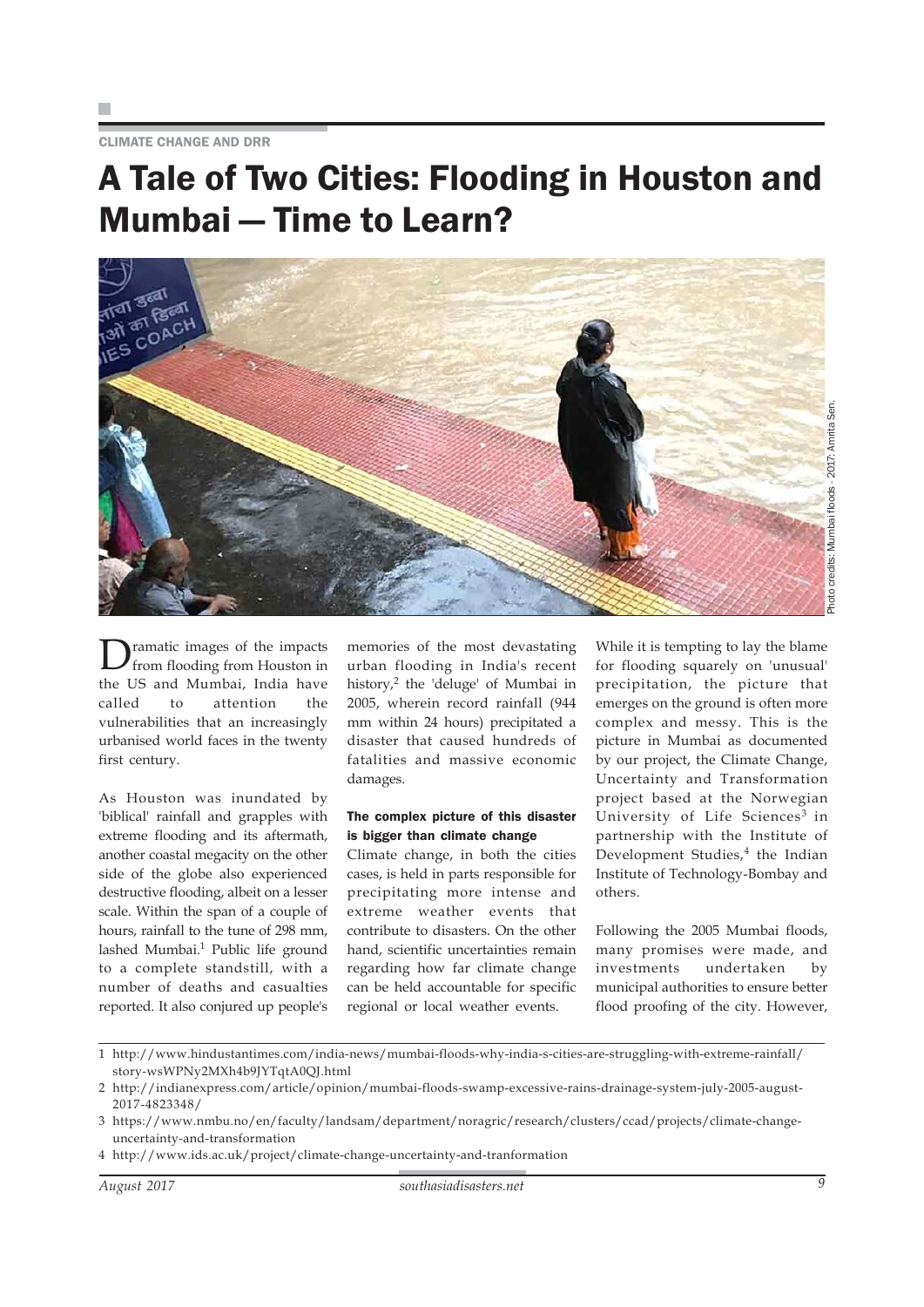CLIMATE CHANGE AND DRR

# A Tale of Two Cities: Flooding in Houston and Mumbai — Time to Learn?

Photo credits: Mumbai floods - 2017: Amrita Sen.

Dramatic images of the impacts from flooding from Houston in the US and Mumbai, India have called to attention the vulnerabilities that an increasingly urbanised world faces in the twenty first century.

As Houston was inundated by 'biblical' rainfall and grapples with extreme flooding and its aftermath, another coastal megacity on the other side of the globe also experienced destructive flooding, albeit on a lesser scale. Within the span of a couple of hours, rainfall to the tune of 298 mm, lashed Mumbai.[1] Public life ground to a complete standstill, with a number of deaths and casualties reported. It also conjured up people's memories of the most devastating urban flooding in India's recent history,[2] the 'deluge' of Mumbai in 2005, wherein record rainfall (944 mm within 24 hours) precipitated a disaster that caused hundreds of fatalities and massive economic damages.

**The complex picture of this disaster is bigger than climate change**

Climate change, in both the cities cases, is held in parts responsible for precipitating more intense and extreme weather events that contribute to disasters. On the other hand, scientific uncertainties remain regarding how far climate change can be held accountable for specific regional or local weather events.

While it is tempting to lay the blame for flooding squarely on 'unusual' precipitation, the picture that emerges on the ground is often more complex and messy. This is the picture in Mumbai as documented by our project, the Climate Change, Uncertainty and Transformation project based at the Norwegian University of Life Sciences[3] in partnership with the Institute of Development Studies,[4] the Indian Institute of Technology-Bombay and others.

Following the 2005 Mumbai floods, many promises were made, and investments undertaken by municipal authorities to ensure better flood proofing of the city. However,

---

1 http://www.hindustantimes.com/india-news/mumbai-floods-why-india-s-cities-are-struggling-with-extreme-rainfall/story-wsWPNy2MXh4b9JYTqtA0QJ.html

2 http://indianexpress.com/article/opinion/mumbai-floods-swamp-excessive-rains-drainage-system-july-2005-august-2017-4823348/

3 https://www.nmbu.no/en/faculty/landsam/department/noragric/research/clusters/ccad/projects/climate-change-uncertainty-and-transformation

4 http://www.ids.ac.uk/project/climate-change-uncertainty-and-tranformation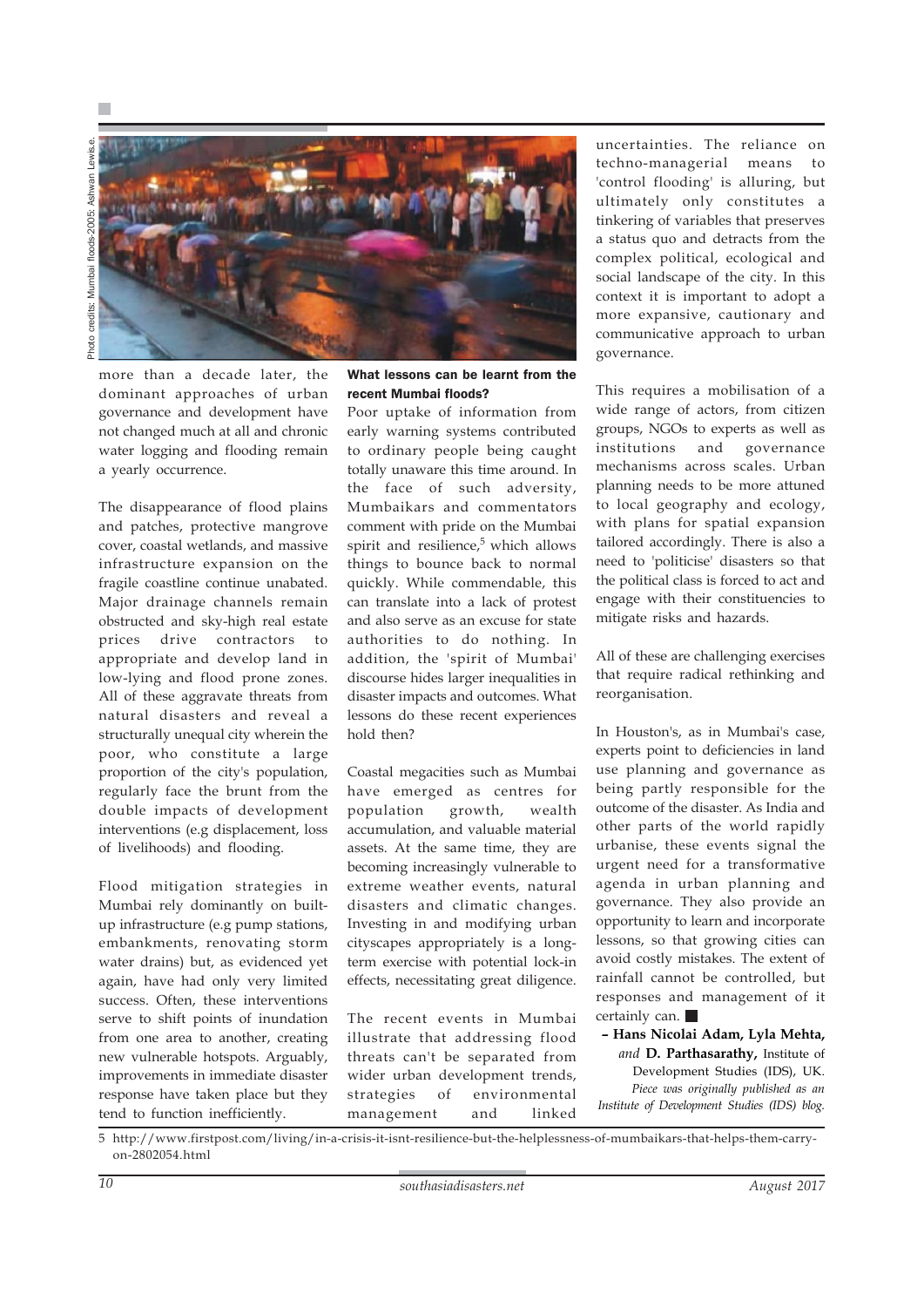Photo credits: Mumbai floods-2005: Ashwan Lewis.e.

more than a decade later, the dominant approaches of urban governance and development have not changed much at all and chronic water logging and flooding remain a yearly occurrence.

The disappearance of flood plains and patches, protective mangrove cover, coastal wetlands, and massive infrastructure expansion on the fragile coastline continue unabated. Major drainage channels remain obstructed and sky-high real estate prices drive contractors to appropriate and develop land in low-lying and flood prone zones. All of these aggravate threats from natural disasters and reveal a structurally unequal city wherein the poor, who constitute a large proportion of the city's population, regularly face the brunt from the double impacts of development interventions (e.g displacement, loss of livelihoods) and flooding.

Flood mitigation strategies in Mumbai rely dominantly on built-up infrastructure (e.g pump stations, embankments, renovating storm water drains) but, as evidenced yet again, have had only very limited success. Often, these interventions serve to shift points of inundation from one area to another, creating new vulnerable hotspots. Arguably, improvements in immediate disaster response have taken place but they tend to function inefficiently.

**What lessons can be learnt from the recent Mumbai floods?**

Poor uptake of information from early warning systems contributed to ordinary people being caught totally unaware this time around. In the face of such adversity, Mumbaikars and commentators comment with pride on the Mumbai spirit and resilience,[5] which allows things to bounce back to normal quickly. While commendable, this can translate into a lack of protest and also serve as an excuse for state authorities to do nothing. In addition, the 'spirit of Mumbai' discourse hides larger inequalities in disaster impacts and outcomes. What lessons do these recent experiences hold then?

Coastal megacities such as Mumbai have emerged as centres for population growth, wealth accumulation, and valuable material assets. At the same time, they are becoming increasingly vulnerable to extreme weather events, natural disasters and climatic changes. Investing in and modifying urban cityscapes appropriately is a long-term exercise with potential lock-in effects, necessitating great diligence.

The recent events in Mumbai illustrate that addressing flood threats can't be separated from wider urban development trends, strategies of environmental management and linked uncertainties. The reliance on techno-managerial means to 'control flooding' is alluring, but ultimately only constitutes a tinkering of variables that preserves a status quo and detracts from the complex political, ecological and social landscape of the city. In this context it is important to adopt a more expansive, cautionary and communicative approach to urban governance.

This requires a mobilisation of a wide range of actors, from citizen groups, NGOs to experts as well as institutions and governance mechanisms across scales. Urban planning needs to be more attuned to local geography and ecology, with plans for spatial expansion tailored accordingly. There is also a need to 'politicise' disasters so that the political class is forced to act and engage with their constituencies to mitigate risks and hazards.

All of these are challenging exercises that require radical rethinking and reorganisation.

In Houston's, as in Mumbai's case, experts point to deficiencies in land use planning and governance as being partly responsible for the outcome of the disaster. As India and other parts of the world rapidly urbanise, these events signal the urgent need for a transformative agenda in urban planning and governance. They also provide an opportunity to learn and incorporate lessons, so that growing cities can avoid costly mistakes. The extent of rainfall cannot be controlled, but responses and management of it certainly can. ■

**– Hans Nicolai Adam, Lyla Mehta,** *and* **D. Parthasarathy,** Institute of Development Studies (IDS), UK.
*Piece was originally published as an Institute of Development Studies (IDS) blog.*

5 http://www.firstpost.com/living/in-a-crisis-it-isnt-resilience-but-the-helplessness-of-mumbaikars-that-helps-them-carry-on-2802054.html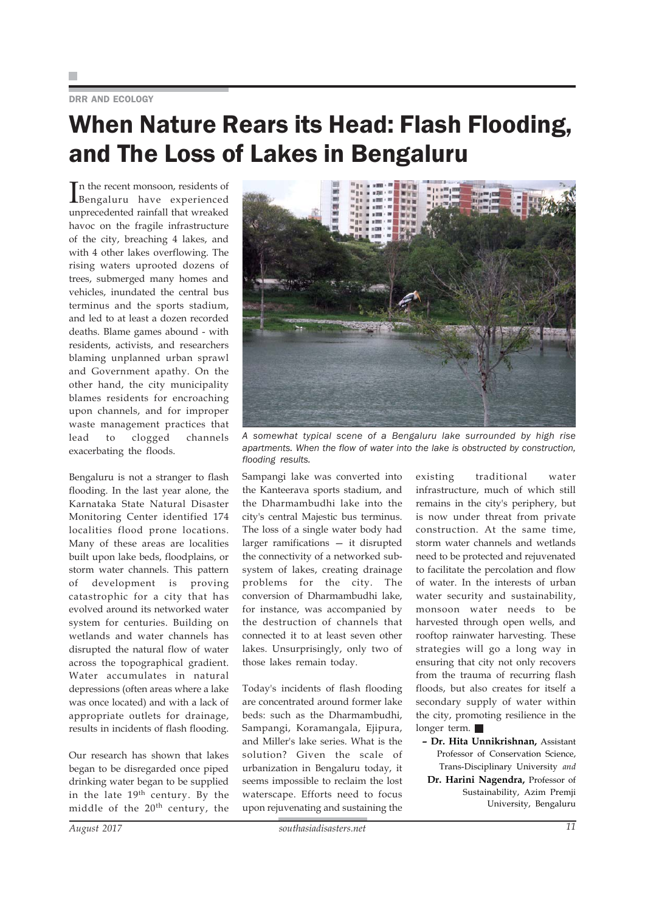DRR AND ECOLOGY

# When Nature Rears its Head: Flash Flooding, and The Loss of Lakes in Bengaluru

In the recent monsoon, residents of Bengaluru have experienced unprecedented rainfall that wreaked havoc on the fragile infrastructure of the city, breaching 4 lakes, and with 4 other lakes overflowing. The rising waters uprooted dozens of trees, submerged many homes and vehicles, inundated the central bus terminus and the sports stadium, and led to at least a dozen recorded deaths. Blame games abound - with residents, activists, and researchers blaming unplanned urban sprawl and Government apathy. On the other hand, the city municipality blames residents for encroaching upon channels, and for improper waste management practices that lead to clogged channels exacerbating the floods.

*A somewhat typical scene of a Bengaluru lake surrounded by high rise apartments. When the flow of water into the lake is obstructed by construction, flooding results.*

Bengaluru is not a stranger to flash flooding. In the last year alone, the Karnataka State Natural Disaster Monitoring Center identified 174 localities flood prone locations. Many of these areas are localities built upon lake beds, floodplains, or storm water channels. This pattern of development is proving catastrophic for a city that has evolved around its networked water system for centuries. Building on wetlands and water channels has disrupted the natural flow of water across the topographical gradient. Water accumulates in natural depressions (often areas where a lake was once located) and with a lack of appropriate outlets for drainage, results in incidents of flash flooding.

Our research has shown that lakes began to be disregarded once piped drinking water began to be supplied in the late 19th century. By the middle of the 20th century, the Sampangi lake was converted into the Kanteerava sports stadium, and the Dharmambudhi lake into the city's central Majestic bus terminus. The loss of a single water body had larger ramifications — it disrupted the connectivity of a networked sub-system of lakes, creating drainage problems for the city. The conversion of Dharmambudhi lake, for instance, was accompanied by the destruction of channels that connected it to at least seven other lakes. Unsurprisingly, only two of those lakes remain today.

Today's incidents of flash flooding are concentrated around former lake beds: such as the Dharmambudhi, Sampangi, Koramangala, Ejipura, and Miller's lake series. What is the solution? Given the scale of urbanization in Bengaluru today, it seems impossible to reclaim the lost waterscape. Efforts need to focus upon rejuvenating and sustaining the existing traditional water infrastructure, much of which still remains in the city's periphery, but is now under threat from private construction. At the same time, storm water channels and wetlands need to be protected and rejuvenated to facilitate the percolation and flow of water. In the interests of urban water security and sustainability, monsoon water needs to be harvested through open wells, and rooftop rainwater harvesting. These strategies will go a long way in ensuring that city not only recovers from the trauma of recurring flash floods, but also creates for itself a secondary supply of water within the city, promoting resilience in the longer term. ■

– **Dr. Hita Unnikrishnan,** Assistant Professor of Conservation Science, Trans-Disciplinary University *and* **Dr. Harini Nagendra,** Professor of Sustainability, Azim Premji University, Bengaluru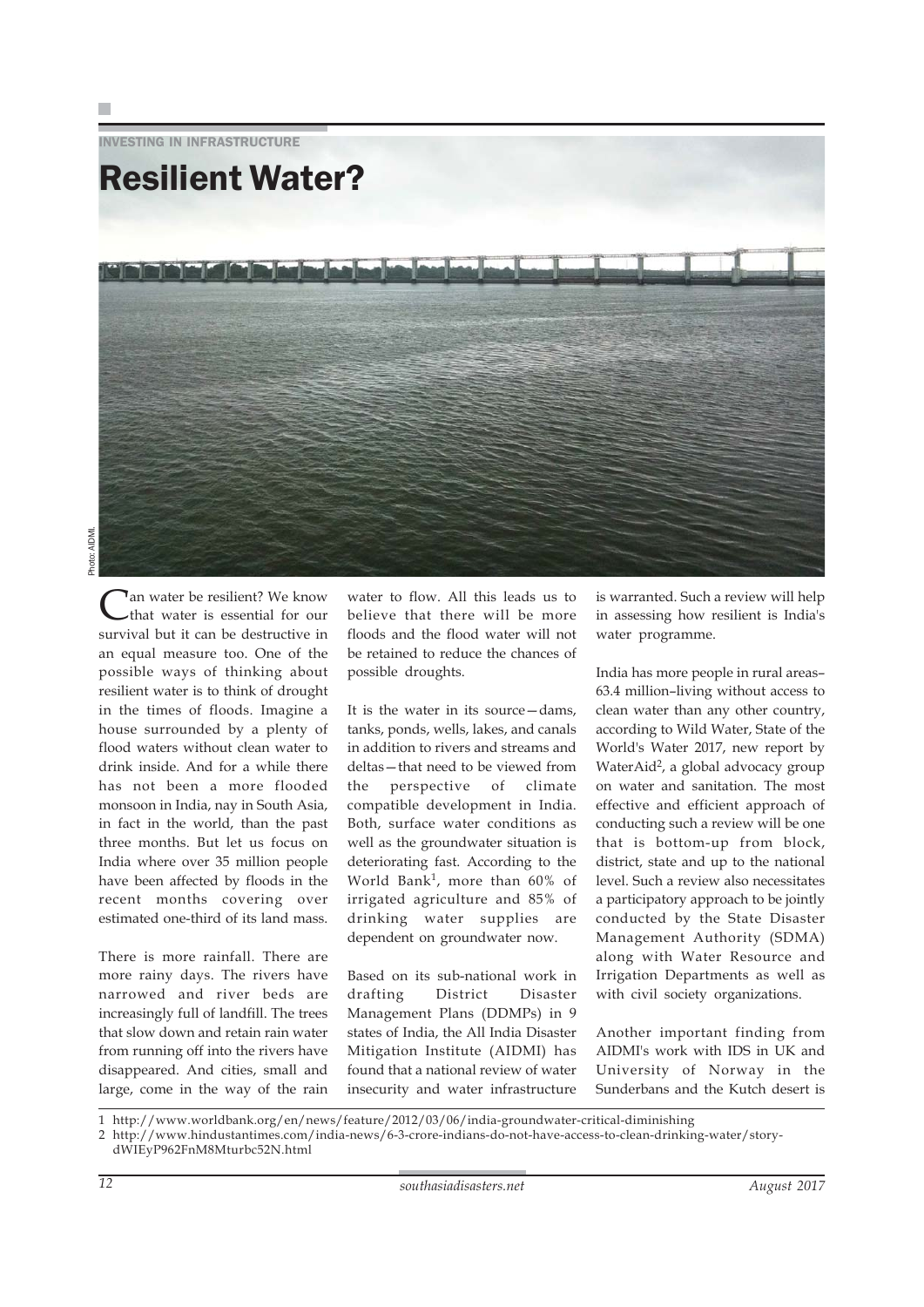INVESTING IN INFRASTRUCTURE

# Resilient Water?

Photo: AIDMI.

Can water be resilient? We know that water is essential for our survival but it can be destructive in an equal measure too. One of the possible ways of thinking about resilient water is to think of drought in the times of floods. Imagine a house surrounded by a plenty of flood waters without clean water to drink inside. And for a while there has not been a more flooded monsoon in India, nay in South Asia, in fact in the world, than the past three months. But let us focus on India where over 35 million people have been affected by floods in the recent months covering over estimated one-third of its land mass.

There is more rainfall. There are more rainy days. The rivers have narrowed and river beds are increasingly full of landfill. The trees that slow down and retain rain water from running off into the rivers have disappeared. And cities, small and large, come in the way of the rain water to flow. All this leads us to believe that there will be more floods and the flood water will not be retained to reduce the chances of possible droughts.

It is the water in its source—dams, tanks, ponds, wells, lakes, and canals in addition to rivers and streams and deltas—that need to be viewed from the perspective of climate compatible development in India. Both, surface water conditions as well as the groundwater situation is deteriorating fast. According to the World Bank[1], more than 60% of irrigated agriculture and 85% of drinking water supplies are dependent on groundwater now.

Based on its sub-national work in drafting District Disaster Management Plans (DDMPs) in 9 states of India, the All India Disaster Mitigation Institute (AIDMI) has found that a national review of water insecurity and water infrastructure is warranted. Such a review will help in assessing how resilient is India's water programme.

India has more people in rural areas–63.4 million–living without access to clean water than any other country, according to Wild Water, State of the World's Water 2017, new report by WaterAid[2], a global advocacy group on water and sanitation. The most effective and efficient approach of conducting such a review will be one that is bottom-up from block, district, state and up to the national level. Such a review also necessitates a participatory approach to be jointly conducted by the State Disaster Management Authority (SDMA) along with Water Resource and Irrigation Departments as well as with civil society organizations.

Another important finding from AIDMI's work with IDS in UK and University of Norway in the Sunderbans and the Kutch desert is

1 http://www.worldbank.org/en/news/feature/2012/03/06/india-groundwater-critical-diminishing

2 http://www.hindustantimes.com/india-news/6-3-crore-indians-do-not-have-access-to-clean-drinking-water/story-dWIEyP962FnM8Mturbc52N.html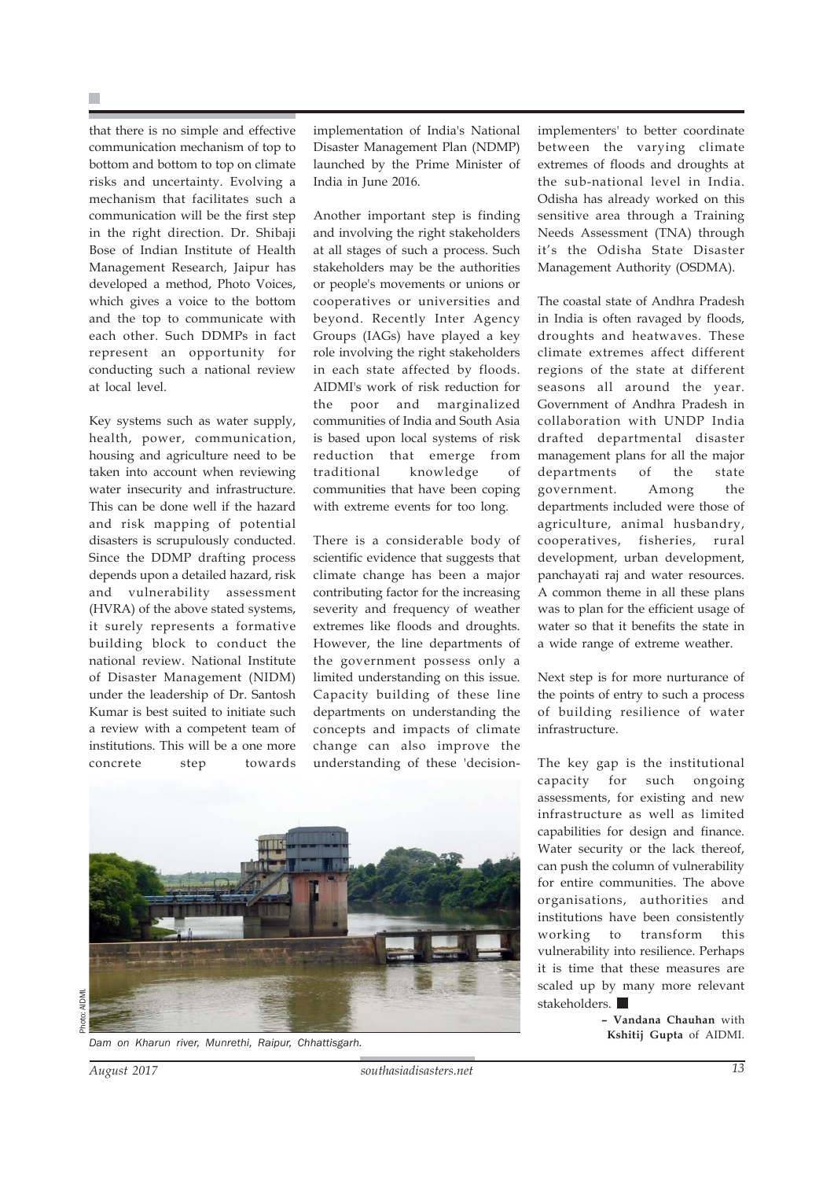that there is no simple and effective communication mechanism of top to bottom and bottom to top on climate risks and uncertainty. Evolving a mechanism that facilitates such a communication will be the first step in the right direction. Dr. Shibaji Bose of Indian Institute of Health Management Research, Jaipur has developed a method, Photo Voices, which gives a voice to the bottom and the top to communicate with each other. Such DDMPs in fact represent an opportunity for conducting such a national review at local level.

Key systems such as water supply, health, power, communication, housing and agriculture need to be taken into account when reviewing water insecurity and infrastructure. This can be done well if the hazard and risk mapping of potential disasters is scrupulously conducted. Since the DDMP drafting process depends upon a detailed hazard, risk and vulnerability assessment (HVRA) of the above stated systems, it surely represents a formative building block to conduct the national review. National Institute of Disaster Management (NIDM) under the leadership of Dr. Santosh Kumar is best suited to initiate such a review with a competent team of institutions. This will be a one more concrete step towards implementation of India's National Disaster Management Plan (NDMP) launched by the Prime Minister of India in June 2016.

Another important step is finding and involving the right stakeholders at all stages of such a process. Such stakeholders may be the authorities or people's movements or unions or cooperatives or universities and beyond. Recently Inter Agency Groups (IAGs) have played a key role involving the right stakeholders in each state affected by floods. AIDMI's work of risk reduction for the poor and marginalized communities of India and South Asia is based upon local systems of risk reduction that emerge from traditional knowledge of communities that have been coping with extreme events for too long.

There is a considerable body of scientific evidence that suggests that climate change has been a major contributing factor for the increasing severity and frequency of weather extremes like floods and droughts. However, the line departments of the government possess only a limited understanding on this issue. Capacity building of these line departments on understanding the concepts and impacts of climate change can also improve the understanding of these 'decision-implementers' to better coordinate between the varying climate extremes of floods and droughts at the sub-national level in India. Odisha has already worked on this sensitive area through a Training Needs Assessment (TNA) through it's the Odisha State Disaster Management Authority (OSDMA).

The coastal state of Andhra Pradesh in India is often ravaged by floods, droughts and heatwaves. These climate extremes affect different regions of the state at different seasons all around the year. Government of Andhra Pradesh in collaboration with UNDP India drafted departmental disaster management plans for all the major departments of the state government. Among the departments included were those of agriculture, animal husbandry, cooperatives, fisheries, rural development, urban development, panchayati raj and water resources. A common theme in all these plans was to plan for the efficient usage of water so that it benefits the state in a wide range of extreme weather.

Next step is for more nurturance of the points of entry to such a process of building resilience of water infrastructure.

The key gap is the institutional capacity for such ongoing assessments, for existing and new infrastructure as well as limited capabilities for design and finance. Water security or the lack thereof, can push the column of vulnerability for entire communities. The above organisations, authorities and institutions have been consistently working to transform this vulnerability into resilience. Perhaps it is time that these measures are scaled up by many more relevant stakeholders. ■

– **Vandana Chauhan** with **Kshitij Gupta** of AIDMI.

Photo: AIDMI.

*Dam on Kharun river, Munrethi, Raipur, Chhattisgarh.*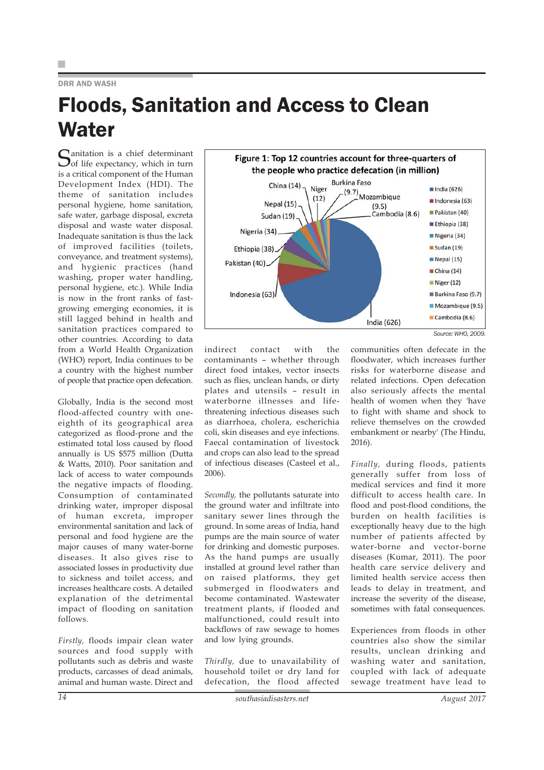DRR AND WASH

# Floods, Sanitation and Access to Clean Water

Sanitation is a chief determinant of life expectancy, which in turn is a critical component of the Human Development Index (HDI). The theme of sanitation includes personal hygiene, home sanitation, safe water, garbage disposal, excreta disposal and waste water disposal. Inadequate sanitation is thus the lack of improved facilities (toilets, conveyance, and treatment systems), and hygienic practices (hand washing, proper water handling, personal hygiene, etc.). While India is now in the front ranks of fast-growing emerging economies, it is still lagged behind in health and sanitation practices compared to other countries. According to data from a World Health Organization (WHO) report, India continues to be a country with the highest number of people that practice open defecation.

**Figure 1: Top 12 countries account for three-quarters of the people who practice defecation (in million)**

| Country | People (million) |
|---|---|
| India | 626 |
| Indonesia | 63 |
| Pakistan | 40 |
| Ethiopia | 38 |
| Nigeria | 34 |
| Sudan | 19 |
| Nepal | 15 |
| China | 14 |
| Niger | 12 |
| Burkina Faso | 9.7 |
| Mozambique | 9.5 |
| Cambodia | 8.6 |

Source: WHO, 2009.

Globally, India is the second most flood-affected country with one-eighth of its geographical area categorized as flood-prone and the estimated total loss caused by flood annually is US $575 million (Dutta & Watts, 2010). Poor sanitation and lack of access to water compounds the negative impacts of flooding. Consumption of contaminated drinking water, improper disposal of human excreta, improper environmental sanitation and lack of personal and food hygiene are the major causes of many water-borne diseases. It also gives rise to associated losses in productivity due to sickness and toilet access, and increases healthcare costs. A detailed explanation of the detrimental impact of flooding on sanitation follows.

*Firstly,* floods impair clean water sources and food supply with pollutants such as debris and waste products, carcasses of dead animals, animal and human waste. Direct and indirect contact with the contaminants – whether through direct food intakes, vector insects such as flies, unclean hands, or dirty plates and utensils – result in waterborne illnesses and life-threatening infectious diseases such as diarrhoea, cholera, escherichia coli, skin diseases and eye infections. Faecal contamination of livestock and crops can also lead to the spread of infectious diseases (Casteel et al., 2006).

*Secondly,* the pollutants saturate into the ground water and infiltrate into the sanitary sewer lines through the ground. In some areas of India, hand pumps are the main source of water for drinking and domestic purposes. As the hand pumps are usually installed at ground level rather than on raised platforms, they get submerged in floodwaters and become contaminated. Wastewater treatment plants, if flooded and malfunctioned, could result into backflows of raw sewage to homes and low lying grounds.

*Thirdly,* due to unavailability of household toilet or dry land for defecation, the flood affected communities often defecate in the floodwater, which increases further risks for waterborne disease and related infections. Open defecation also seriously affects the mental health of women when they 'have to fight with shame and shock to relieve themselves on the crowded embankment or nearby' (The Hindu, 2016).

*Finally,* during floods, patients generally suffer from loss of medical services and find it more difficult to access health care. In flood and post-flood conditions, the burden on health facilities is exceptionally heavy due to the high number of patients affected by water-borne and vector-borne diseases (Kumar, 2011). The poor health care service delivery and limited health service access then leads to delay in treatment, and increase the severity of the disease, sometimes with fatal consequences.

Experiences from floods in other countries also show the similar results, unclean drinking and washing water and sanitation, coupled with lack of adequate sewage treatment have lead to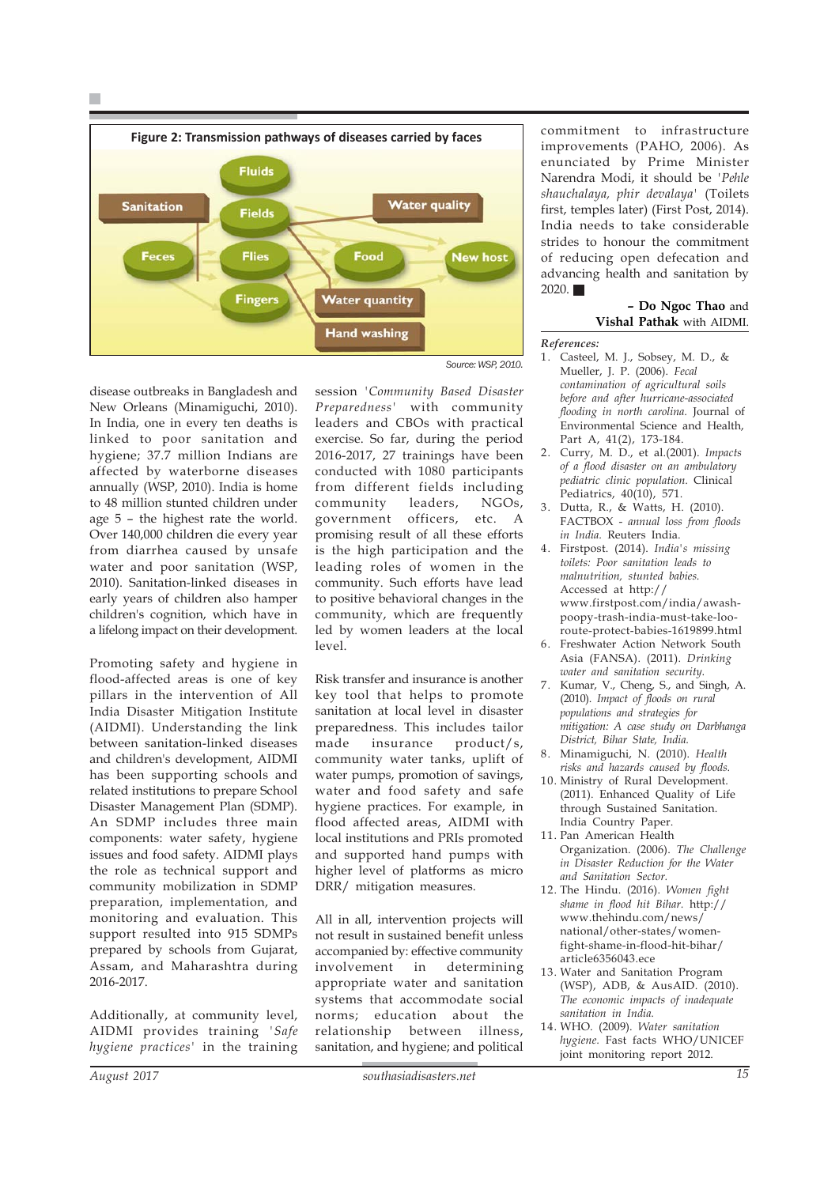**Figure 2: Transmission pathways of diseases carried by faces**

Sanitation, Fluids, Fields, Water quality, Feces, Flies, Food, New host, Fingers, Water quantity, Hand washing

Source: WSP, 2010.

disease outbreaks in Bangladesh and New Orleans (Minamiguchi, 2010). In India, one in every ten deaths is linked to poor sanitation and hygiene; 37.7 million Indians are affected by waterborne diseases annually (WSP, 2010). India is home to 48 million stunted children under age 5 – the highest rate the world. Over 140,000 children die every year from diarrhea caused by unsafe water and poor sanitation (WSP, 2010). Sanitation-linked diseases in early years of children also hamper children's cognition, which have in a lifelong impact on their development.

Promoting safety and hygiene in flood-affected areas is one of key pillars in the intervention of All India Disaster Mitigation Institute (AIDMI). Understanding the link between sanitation-linked diseases and children's development, AIDMI has been supporting schools and related institutions to prepare School Disaster Management Plan (SDMP). An SDMP includes three main components: water safety, hygiene issues and food safety. AIDMI plays the role as technical support and community mobilization in SDMP preparation, implementation, and monitoring and evaluation. This support resulted into 915 SDMPs prepared by schools from Gujarat, Assam, and Maharashtra during 2016-2017.

Additionally, at community level, AIDMI provides training '*Safe hygiene practices*' in the training session '*Community Based Disaster Preparedness*' with community leaders and CBOs with practical exercise. So far, during the period 2016-2017, 27 trainings have been conducted with 1080 participants from different fields including community leaders, NGOs, government officers, etc. A promising result of all these efforts is the high participation and the leading roles of women in the community. Such efforts have lead to positive behavioral changes in the community, which are frequently led by women leaders at the local level.

Risk transfer and insurance is another key tool that helps to promote sanitation at local level in disaster preparedness. This includes tailor made insurance product/s, community water tanks, uplift of water pumps, promotion of savings, water and food safety and safe hygiene practices. For example, in flood affected areas, AIDMI with local institutions and PRIs promoted and supported hand pumps with higher level of platforms as micro DRR/ mitigation measures.

All in all, intervention projects will not result in sustained benefit unless accompanied by: effective community involvement in determining appropriate water and sanitation systems that accommodate social norms; education about the relationship between illness, sanitation, and hygiene; and political commitment to infrastructure improvements (PAHO, 2006). As enunciated by Prime Minister Narendra Modi, it should be '*Pehle shauchalaya, phir devalaya*' (Toilets first, temples later) (First Post, 2014). India needs to take considerable strides to honour the commitment of reducing open defecation and advancing health and sanitation by 2020. ■

**– Do Ngoc Thao** and **Vishal Pathak** with AIDMI.

***References:***

1. Casteel, M. J., Sobsey, M. D., & Mueller, J. P. (2006). *Fecal contamination of agricultural soils before and after hurricane-associated flooding in north carolina.* Journal of Environmental Science and Health, Part A, 41(2), 173-184.
2. Curry, M. D., et al.(2001). *Impacts of a flood disaster on an ambulatory pediatric clinic population.* Clinical Pediatrics, 40(10), 571.
3. Dutta, R., & Watts, H. (2010). FACTBOX - *annual loss from floods in India.* Reuters India.
4. Firstpost. (2014). *India's missing toilets: Poor sanitation leads to malnutrition, stunted babies.* Accessed at http://www.firstpost.com/india/awash-poopy-trash-india-must-take-loo-route-protect-babies-1619899.html
6. Freshwater Action Network South Asia (FANSA). (2011). *Drinking water and sanitation security.*
7. Kumar, V., Cheng, S., and Singh, A. (2010). *Impact of floods on rural populations and strategies for mitigation: A case study on Darbhanga District, Bihar State, India.*
8. Minamiguchi, N. (2010). *Health risks and hazards caused by floods.*
10. Ministry of Rural Development. (2011). Enhanced Quality of Life through Sustained Sanitation. India Country Paper.
11. Pan American Health Organization. (2006). *The Challenge in Disaster Reduction for the Water and Sanitation Sector.*
12. The Hindu. (2016). *Women fight shame in flood hit Bihar.* http://www.thehindu.com/news/national/other-states/women-fight-shame-in-flood-hit-bihar/article6356043.ece
13. Water and Sanitation Program (WSP), ADB, & AusAID. (2010). *The economic impacts of inadequate sanitation in India.*
14. WHO. (2009). *Water sanitation hygiene.* Fast facts WHO/UNICEF joint monitoring report 2012.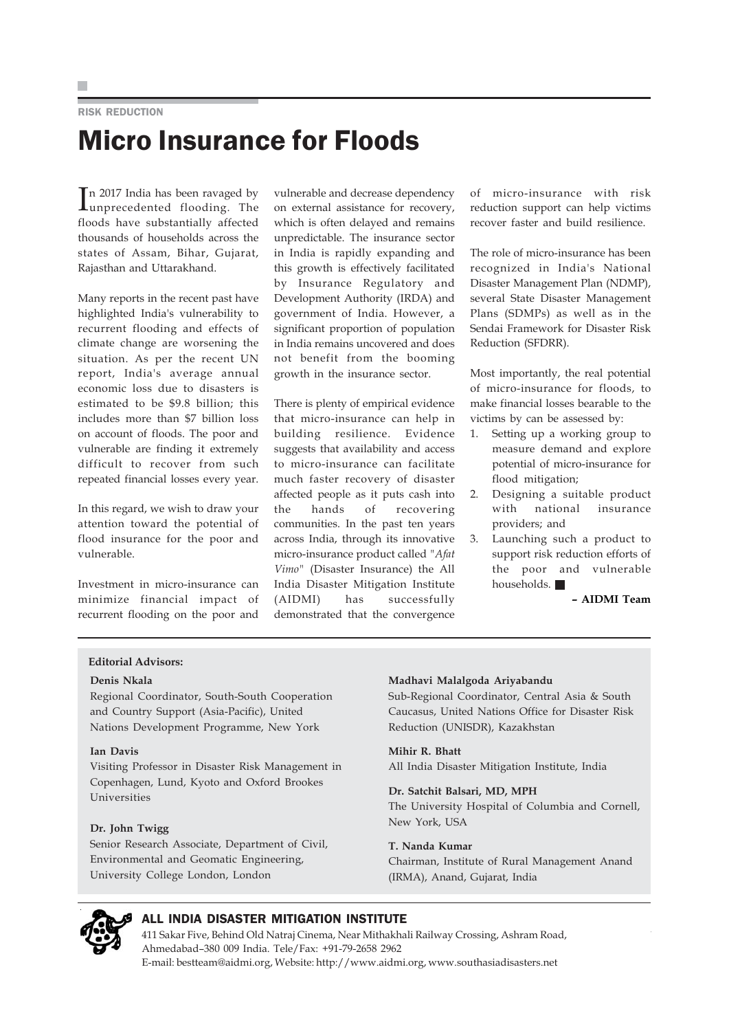RISK REDUCTION

# Micro Insurance for Floods

In 2017 India has been ravaged by unprecedented flooding. The floods have substantially affected thousands of households across the states of Assam, Bihar, Gujarat, Rajasthan and Uttarakhand.

Many reports in the recent past have highlighted India's vulnerability to recurrent flooding and effects of climate change are worsening the situation. As per the recent UN report, India's average annual economic loss due to disasters is estimated to be $9.8 billion; this includes more than $7 billion loss on account of floods. The poor and vulnerable are finding it extremely difficult to recover from such repeated financial losses every year.

In this regard, we wish to draw your attention toward the potential of flood insurance for the poor and vulnerable.

Investment in micro-insurance can minimize financial impact of recurrent flooding on the poor and vulnerable and decrease dependency on external assistance for recovery, which is often delayed and remains unpredictable. The insurance sector in India is rapidly expanding and this growth is effectively facilitated by Insurance Regulatory and Development Authority (IRDA) and government of India. However, a significant proportion of population in India remains uncovered and does not benefit from the booming growth in the insurance sector.

There is plenty of empirical evidence that micro-insurance can help in building resilience. Evidence suggests that availability and access to micro-insurance can facilitate much faster recovery of disaster affected people as it puts cash into the hands of recovering communities. In the past ten years across India, through its innovative micro-insurance product called "*Afat Vimo*" (Disaster Insurance) the All India Disaster Mitigation Institute (AIDMI) has successfully demonstrated that the convergence of micro-insurance with risk reduction support can help victims recover faster and build resilience.

The role of micro-insurance has been recognized in India's National Disaster Management Plan (NDMP), several State Disaster Management Plans (SDMPs) as well as in the Sendai Framework for Disaster Risk Reduction (SFDRR).

Most importantly, the real potential of micro-insurance for floods, to make financial losses bearable to the victims by can be assessed by:

1. Setting up a working group to measure demand and explore potential of micro-insurance for flood mitigation;
2. Designing a suitable product with national insurance providers; and
3. Launching such a product to support risk reduction efforts of the poor and vulnerable households. ■

**– AIDMI Team**

---

**Editorial Advisors:**

**Denis Nkala**
Regional Coordinator, South-South Cooperation and Country Support (Asia-Pacific), United Nations Development Programme, New York

**Ian Davis**
Visiting Professor in Disaster Risk Management in Copenhagen, Lund, Kyoto and Oxford Brookes Universities

**Dr. John Twigg**
Senior Research Associate, Department of Civil, Environmental and Geomatic Engineering, University College London, London

**Madhavi Malalgoda Ariyabandu**
Sub-Regional Coordinator, Central Asia & South Caucasus, United Nations Office for Disaster Risk Reduction (UNISDR), Kazakhstan

**Mihir R. Bhatt**
All India Disaster Mitigation Institute, India

**Dr. Satchit Balsari, MD, MPH**
The University Hospital of Columbia and Cornell, New York, USA

**T. Nanda Kumar**
Chairman, Institute of Rural Management Anand (IRMA), Anand, Gujarat, India

---

**ALL INDIA DISASTER MITIGATION INSTITUTE**
411 Sakar Five, Behind Old Natraj Cinema, Near Mithakhali Railway Crossing, Ashram Road, Ahmedabad–380 009 India. Tele/Fax: +91-79-2658 2962
E-mail: bestteam@aidmi.org, Website: http://www.aidmi.org, www.southasiadisasters.net